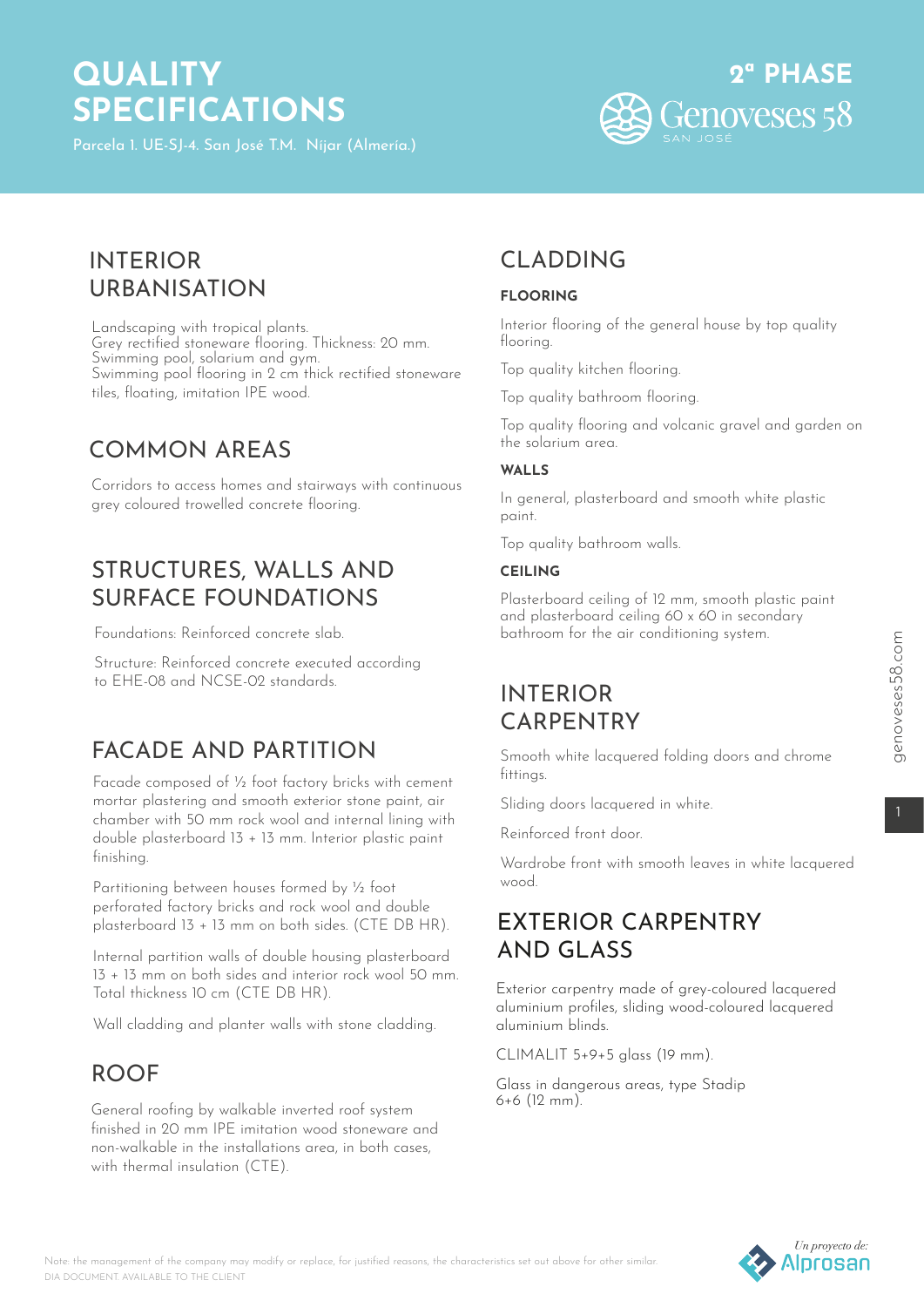# QUALITY SPECIFICATIONS

Parcela 1. UE-SJ-4. San José T.M. Níjar (Almería.)

2ª PHASE

Genoveses 58 SAN JOSÉ

## INTERIOR URBANISATION

Landscaping with tropical plants.
Grey rectified stoneware flooring. Thickness: 20 mm.
Swimming pool, solarium and gym.
Swimming pool flooring in 2 cm thick rectified stoneware tiles, floating, imitation IPE wood.

## COMMON AREAS

Corridors to access homes and stairways with continuous grey coloured trowelled concrete flooring.

## STRUCTURES, WALLS AND SURFACE FOUNDATIONS

Foundations: Reinforced concrete slab.

Structure: Reinforced concrete executed according to EHE-08 and NCSE-02 standards.

## FACADE AND PARTITION

Facade composed of ½ foot factory bricks with cement mortar plastering and smooth exterior stone paint, air chamber with 50 mm rock wool and internal lining with double plasterboard 13 + 13 mm. Interior plastic paint finishing.

Partitioning between houses formed by ½ foot perforated factory bricks and rock wool and double plasterboard 13 + 13 mm on both sides. (CTE DB HR).

Internal partition walls of double housing plasterboard 13 + 13 mm on both sides and interior rock wool 50 mm. Total thickness 10 cm (CTE DB HR).

Wall cladding and planter walls with stone cladding.

## ROOF

General roofing by walkable inverted roof system finished in 20 mm IPE imitation wood stoneware and non-walkable in the installations area, in both cases, with thermal insulation (CTE).

## CLADDING

### FLOORING

Interior flooring of the general house by top quality flooring.

Top quality kitchen flooring.

Top quality bathroom flooring.

Top quality flooring and volcanic gravel and garden on the solarium area.

### WALLS

In general, plasterboard and smooth white plastic paint.

Top quality bathroom walls.

### CEILING

Plasterboard ceiling of 12 mm, smooth plastic paint and plasterboard ceiling 60 x 60 in secondary bathroom for the air conditioning system.

## INTERIOR CARPENTRY

Smooth white lacquered folding doors and chrome fittings.

Sliding doors lacquered in white.

Reinforced front door.

Wardrobe front with smooth leaves in white lacquered wood.

## EXTERIOR CARPENTRY AND GLASS

Exterior carpentry made of grey-coloured lacquered aluminium profiles, sliding wood-coloured lacquered aluminium blinds.

CLIMALIT 5+9+5 glass (19 mm).

Glass in dangerous areas, type Stadip 6+6 (12 mm).

Note: the management of the company may modify or replace, for justified reasons, the characteristics set out above for other similar.
DIA DOCUMENT. AVAILABLE TO THE CLIENT

Un proyecto de: Alprosan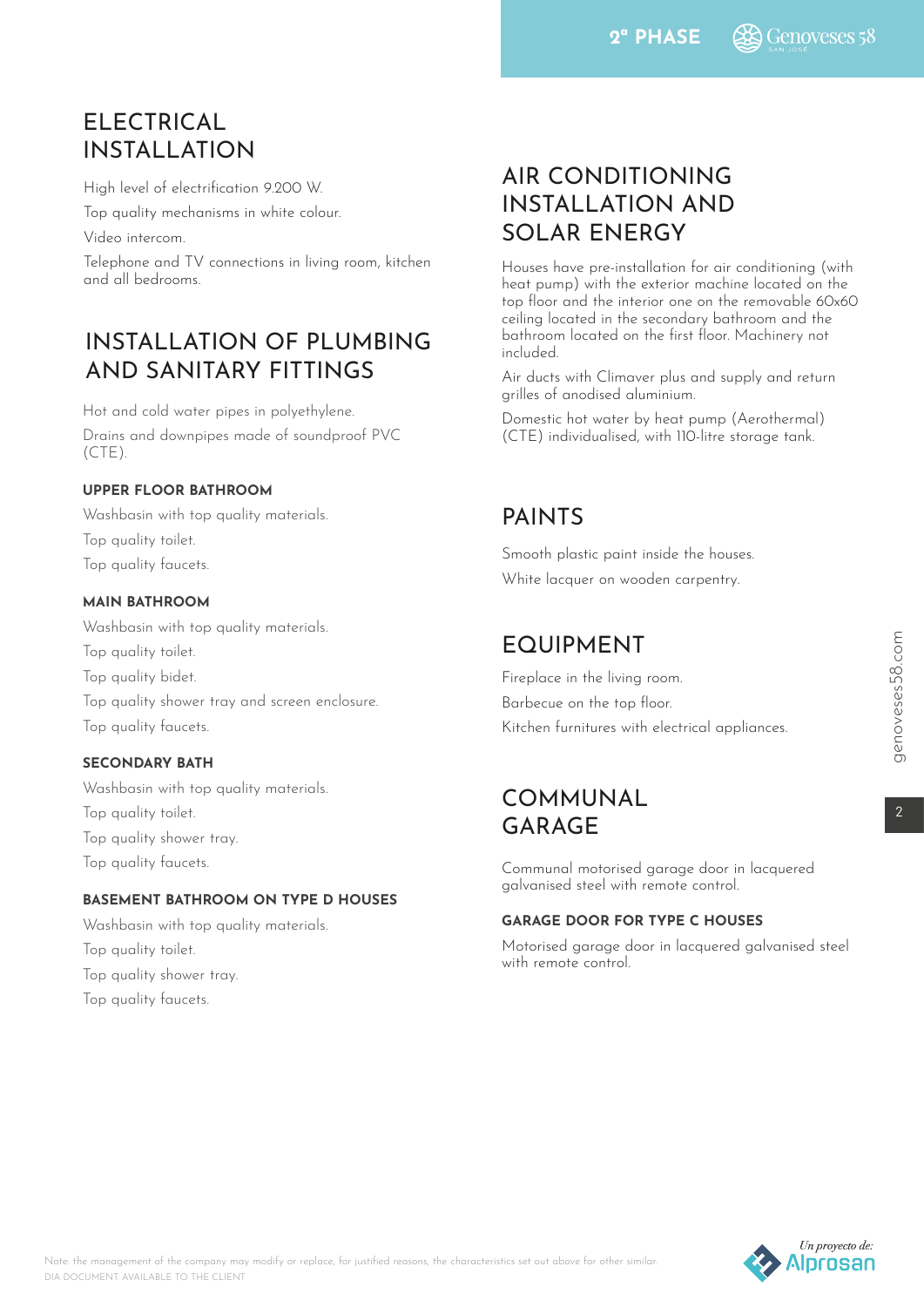# ELECTRICAL INSTALLATION

High level of electrification 9.200 W.

Top quality mechanisms in white colour.

Video intercom.

Telephone and TV connections in living room, kitchen and all bedrooms.

# INSTALLATION OF PLUMBING AND SANITARY FITTINGS

Hot and cold water pipes in polyethylene.

Drains and downpipes made of soundproof PVC (CTE).

### UPPER FLOOR BATHROOM

Washbasin with top quality materials.

Top quality toilet.

Top quality faucets.

### MAIN BATHROOM

Washbasin with top quality materials.

Top quality toilet.

Top quality bidet.

Top quality shower tray and screen enclosure.

Top quality faucets.

### SECONDARY BATH

Washbasin with top quality materials.

Top quality toilet.

Top quality shower tray.

Top quality faucets.

### BASEMENT BATHROOM ON TYPE D HOUSES

Washbasin with top quality materials.

Top quality toilet.

Top quality shower tray.

Top quality faucets.

# AIR CONDITIONING INSTALLATION AND SOLAR ENERGY

Houses have pre-installation for air conditioning (with heat pump) with the exterior machine located on the top floor and the interior one on the removable 60x60 ceiling located in the secondary bathroom and the bathroom located on the first floor. Machinery not included.

Air ducts with Climaver plus and supply and return grilles of anodised aluminium.

Domestic hot water by heat pump (Aerothermal) (CTE) individualised, with 110-litre storage tank.

# PAINTS

Smooth plastic paint inside the houses.

White lacquer on wooden carpentry.

# EQUIPMENT

Fireplace in the living room.

Barbecue on the top floor.

Kitchen furnitures with electrical appliances.

# COMMUNAL GARAGE

Communal motorised garage door in lacquered galvanised steel with remote control.

### GARAGE DOOR FOR TYPE C HOUSES

Motorised garage door in lacquered galvanised steel with remote control.

Note: the management of the company may modify or replace, for justified reasons, the characteristics set out above for other similar.
DIA DOCUMENT. AVAILABLE TO THE CLIENT